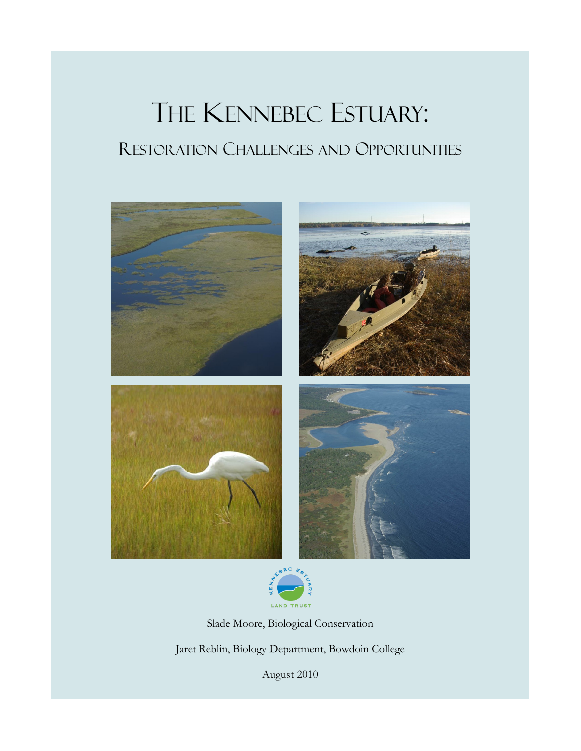# The Kennebec Estuary:

## Restoration Challenges and Opportunities

Kennebec Estuary Land Trust

Slade Moore, Biological Conservation

Jaret Reblin, Biology Department, Bowdoin College

August 2010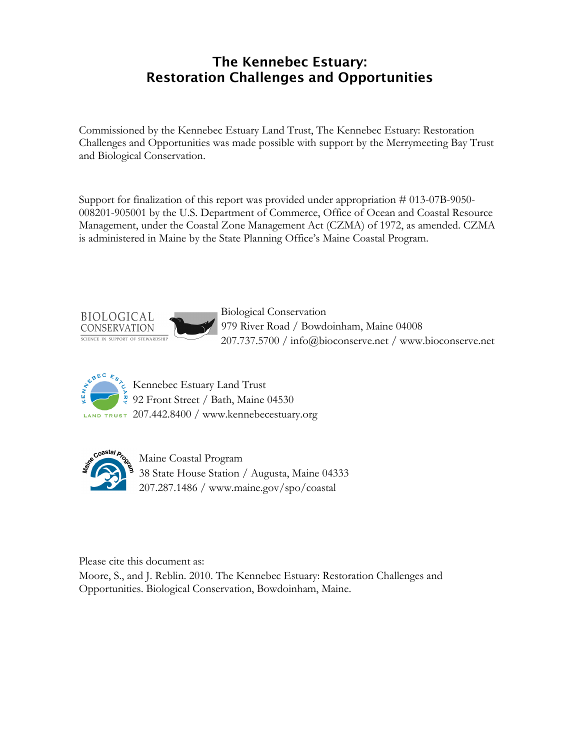# The Kennebec Estuary: Restoration Challenges and Opportunities

Commissioned by the Kennebec Estuary Land Trust, The Kennebec Estuary: Restoration Challenges and Opportunities was made possible with support by the Merrymeeting Bay Trust and Biological Conservation.

Support for finalization of this report was provided under appropriation # 013-07B-9050-008201-905001 by the U.S. Department of Commerce, Office of Ocean and Coastal Resource Management, under the Coastal Zone Management Act (CZMA) of 1972, as amended. CZMA is administered in Maine by the State Planning Office's Maine Coastal Program.

BIOLOGICAL CONSERVATION
SCIENCE IN SUPPORT OF STEWARDSHIP

Biological Conservation
979 River Road / Bowdoinham, Maine 04008
207.737.5700 / info@bioconserve.net / www.bioconserve.net

KENNEBEC ESTUARY LAND TRUST

Kennebec Estuary Land Trust
92 Front Street / Bath, Maine 04530
207.442.8400 / www.kennebecestuary.org

Maine Coastal Program

Maine Coastal Program
38 State House Station / Augusta, Maine 04333
207.287.1486 / www.maine.gov/spo/coastal

Please cite this document as:
Moore, S., and J. Reblin. 2010. The Kennebec Estuary: Restoration Challenges and Opportunities. Biological Conservation, Bowdoinham, Maine.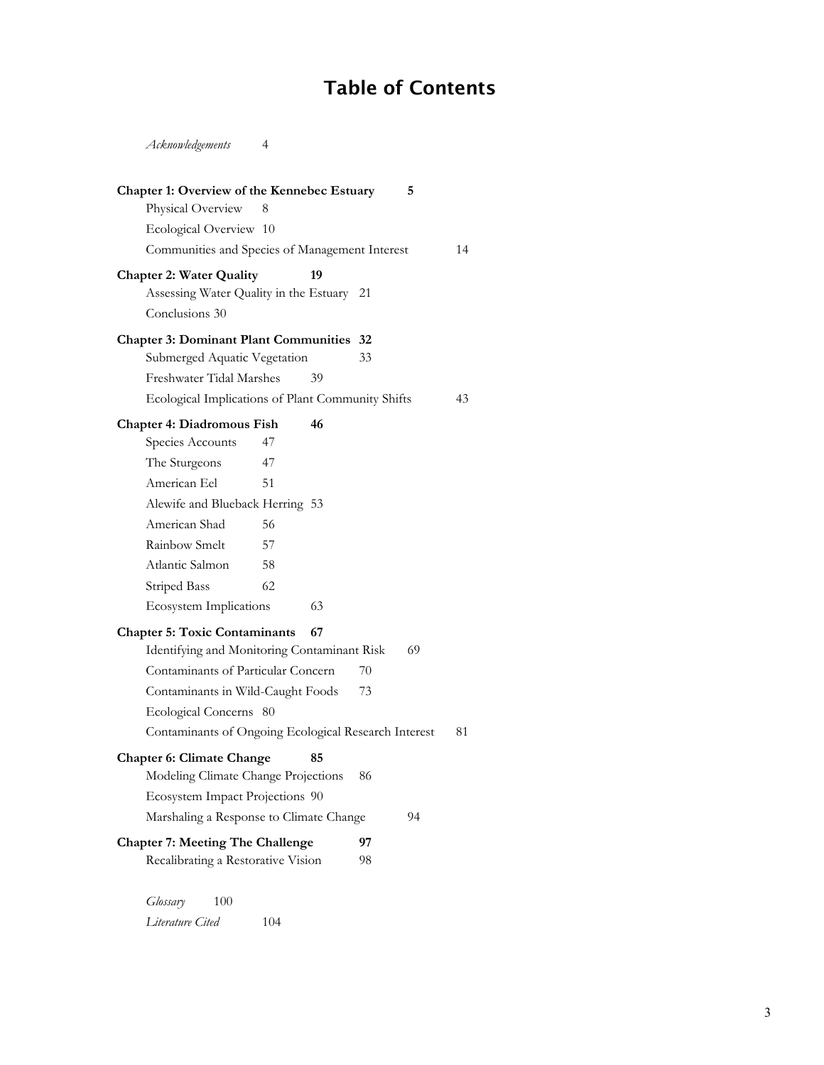# Table of Contents

*Acknowledgements* 4

**Chapter 1: Overview of the Kennebec Estuary 5**

- Physical Overview 8
- Ecological Overview 10
- Communities and Species of Management Interest 14

**Chapter 2: Water Quality 19**

- Assessing Water Quality in the Estuary 21
- Conclusions 30

**Chapter 3: Dominant Plant Communities 32**

- Submerged Aquatic Vegetation 33
- Freshwater Tidal Marshes 39
- Ecological Implications of Plant Community Shifts 43

**Chapter 4: Diadromous Fish 46**

- Species Accounts 47
- The Sturgeons 47
- American Eel 51
- Alewife and Blueback Herring 53
- American Shad 56
- Rainbow Smelt 57
- Atlantic Salmon 58
- Striped Bass 62
- Ecosystem Implications 63

**Chapter 5: Toxic Contaminants 67**

- Identifying and Monitoring Contaminant Risk 69
- Contaminants of Particular Concern 70
- Contaminants in Wild-Caught Foods 73
- Ecological Concerns 80
- Contaminants of Ongoing Ecological Research Interest 81

**Chapter 6: Climate Change 85**

- Modeling Climate Change Projections 86
- Ecosystem Impact Projections 90
- Marshaling a Response to Climate Change 94

**Chapter 7: Meeting The Challenge 97**

- Recalibrating a Restorative Vision 98

*Glossary* 100

*Literature Cited* 104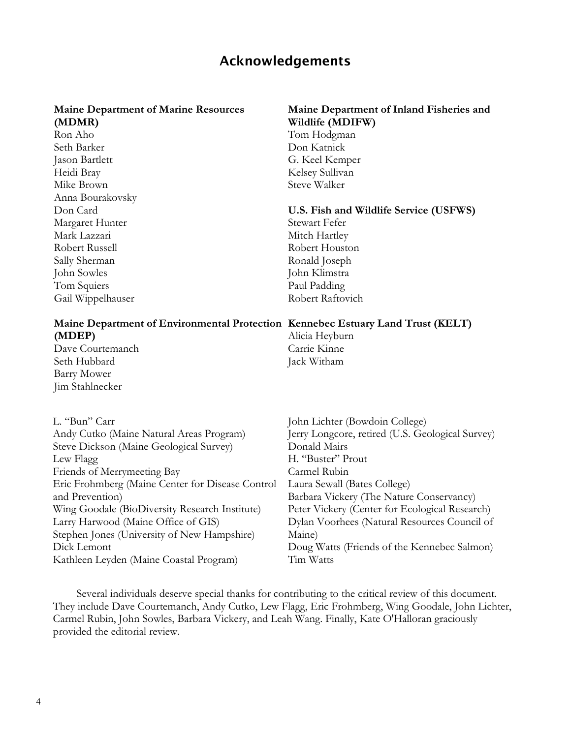# Acknowledgements

**Maine Department of Marine Resources (MDMR)**
Ron Aho
Seth Barker
Jason Bartlett
Heidi Bray
Mike Brown
Anna Bourakovsky
Don Card
Margaret Hunter
Mark Lazzari
Robert Russell
Sally Sherman
John Sowles
Tom Squiers
Gail Wippelhauser

**Maine Department of Environmental Protection (MDEP)**
Dave Courtemanch
Seth Hubbard
Barry Mower
Jim Stahlnecker

**Maine Department of Inland Fisheries and Wildlife (MDIFW)**
Tom Hodgman
Don Katnick
G. Keel Kemper
Kelsey Sullivan
Steve Walker

**U.S. Fish and Wildlife Service (USFWS)**
Stewart Fefer
Mitch Hartley
Robert Houston
Ronald Joseph
John Klimstra
Paul Padding
Robert Raftovich

**Kennebec Estuary Land Trust (KELT)**
Alicia Heyburn
Carrie Kinne
Jack Witham

L. "Bun" Carr
Andy Cutko (Maine Natural Areas Program)
Steve Dickson (Maine Geological Survey)
Lew Flagg
Friends of Merrymeeting Bay
Eric Frohmberg (Maine Center for Disease Control and Prevention)
Wing Goodale (BioDiversity Research Institute)
Larry Harwood (Maine Office of GIS)
Stephen Jones (University of New Hampshire)
Dick Lemont
Kathleen Leyden (Maine Coastal Program)
John Lichter (Bowdoin College)
Jerry Longcore, retired (U.S. Geological Survey)
Donald Mairs
H. "Buster" Prout
Carmel Rubin
Laura Sewall (Bates College)
Barbara Vickery (The Nature Conservancy)
Peter Vickery (Center for Ecological Research)
Dylan Voorhees (Natural Resources Council of Maine)
Doug Watts (Friends of the Kennebec Salmon)
Tim Watts

Several individuals deserve special thanks for contributing to the critical review of this document. They include Dave Courtemanch, Andy Cutko, Lew Flagg, Eric Frohmberg, Wing Goodale, John Lichter, Carmel Rubin, John Sowles, Barbara Vickery, and Leah Wang. Finally, Kate O'Halloran graciously provided the editorial review.